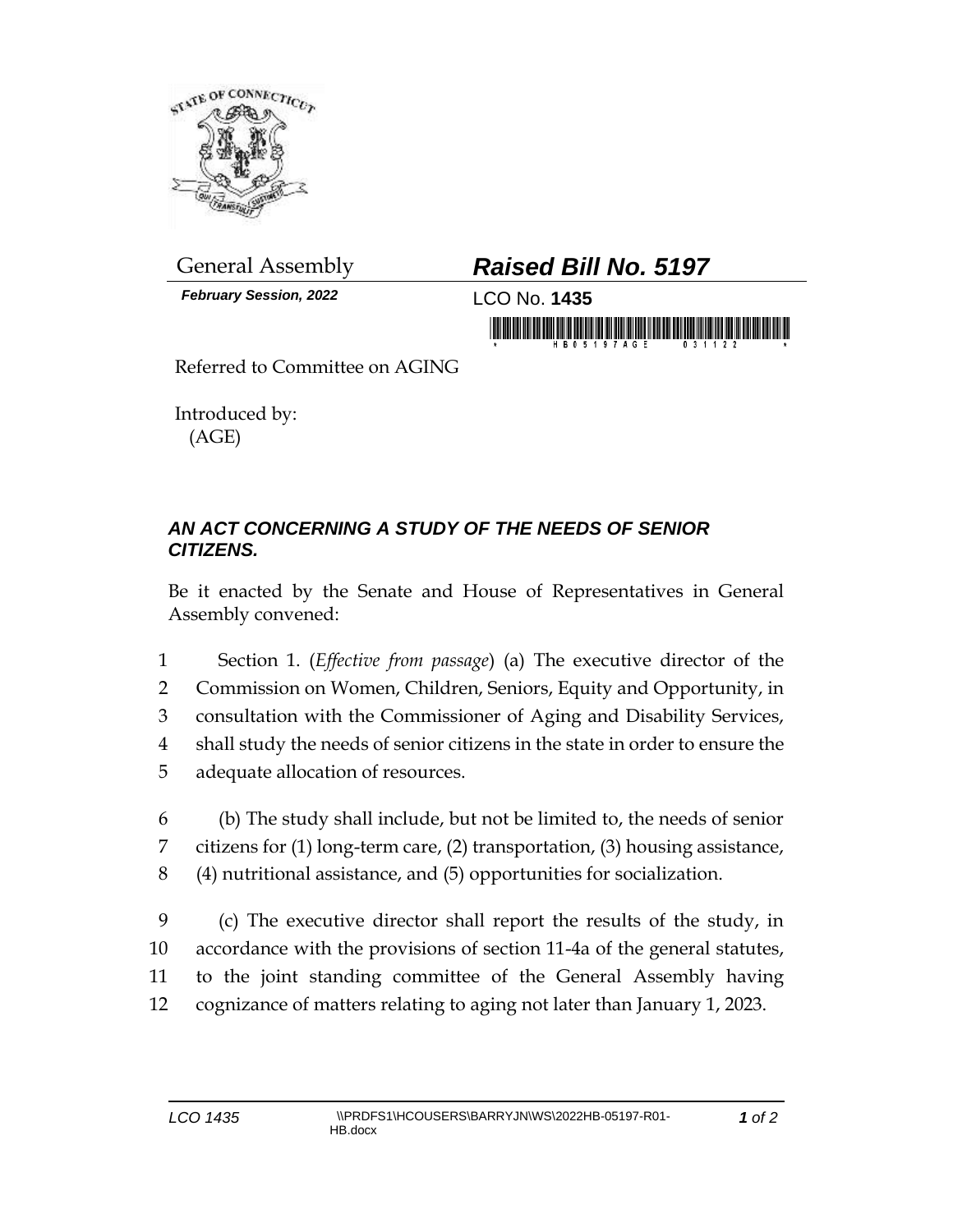General Assembly

***February Session, 2022***

# ***Raised Bill No. 5197***

LCO No. **1435**

Referred to Committee on AGING

Introduced by:
(AGE)

## ***AN ACT CONCERNING A STUDY OF THE NEEDS OF SENIOR CITIZENS.***

Be it enacted by the Senate and House of Representatives in General Assembly convened:

1 Section 1. (*Effective from passage*) (a) The executive director of the
2 Commission on Women, Children, Seniors, Equity and Opportunity, in
3 consultation with the Commissioner of Aging and Disability Services,
4 shall study the needs of senior citizens in the state in order to ensure the
5 adequate allocation of resources.

6 (b) The study shall include, but not be limited to, the needs of senior
7 citizens for (1) long-term care, (2) transportation, (3) housing assistance,
8 (4) nutritional assistance, and (5) opportunities for socialization.

9 (c) The executive director shall report the results of the study, in
10 accordance with the provisions of section 11-4a of the general statutes,
11 to the joint standing committee of the General Assembly having
12 cognizance of matters relating to aging not later than January 1, 2023.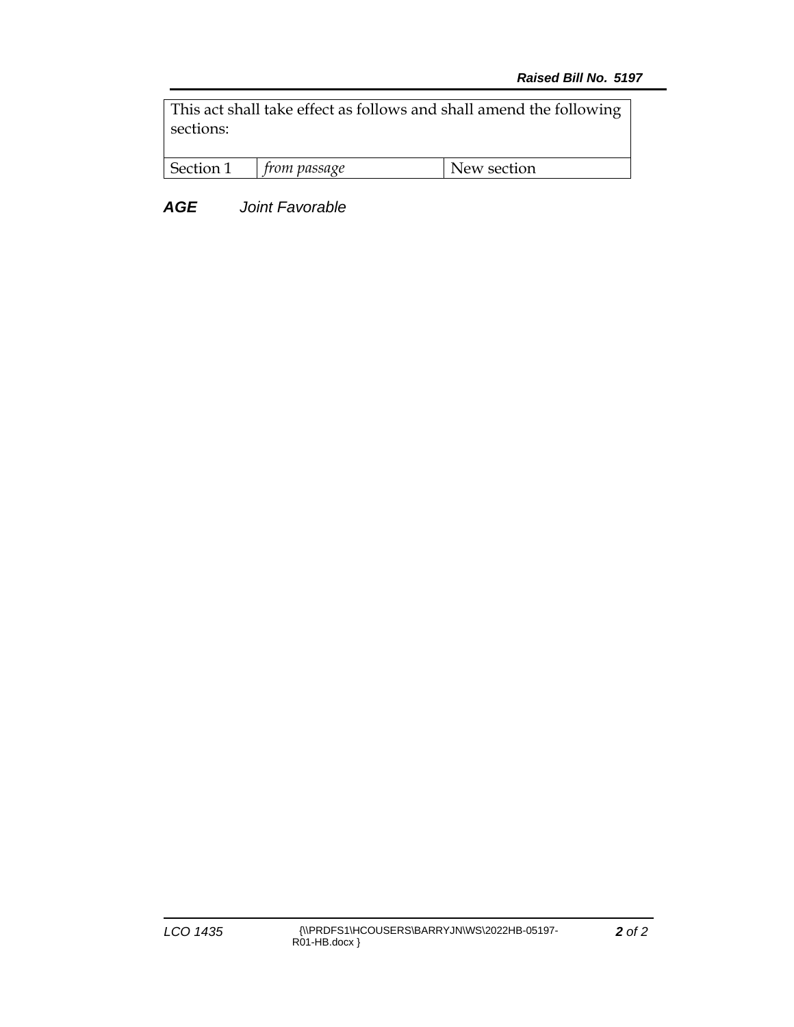| This act shall take effect as follows and shall amend the following sections: | | |
|---|---|---|
| Section 1 | *from passage* | New section |

***AGE*** *Joint Favorable*